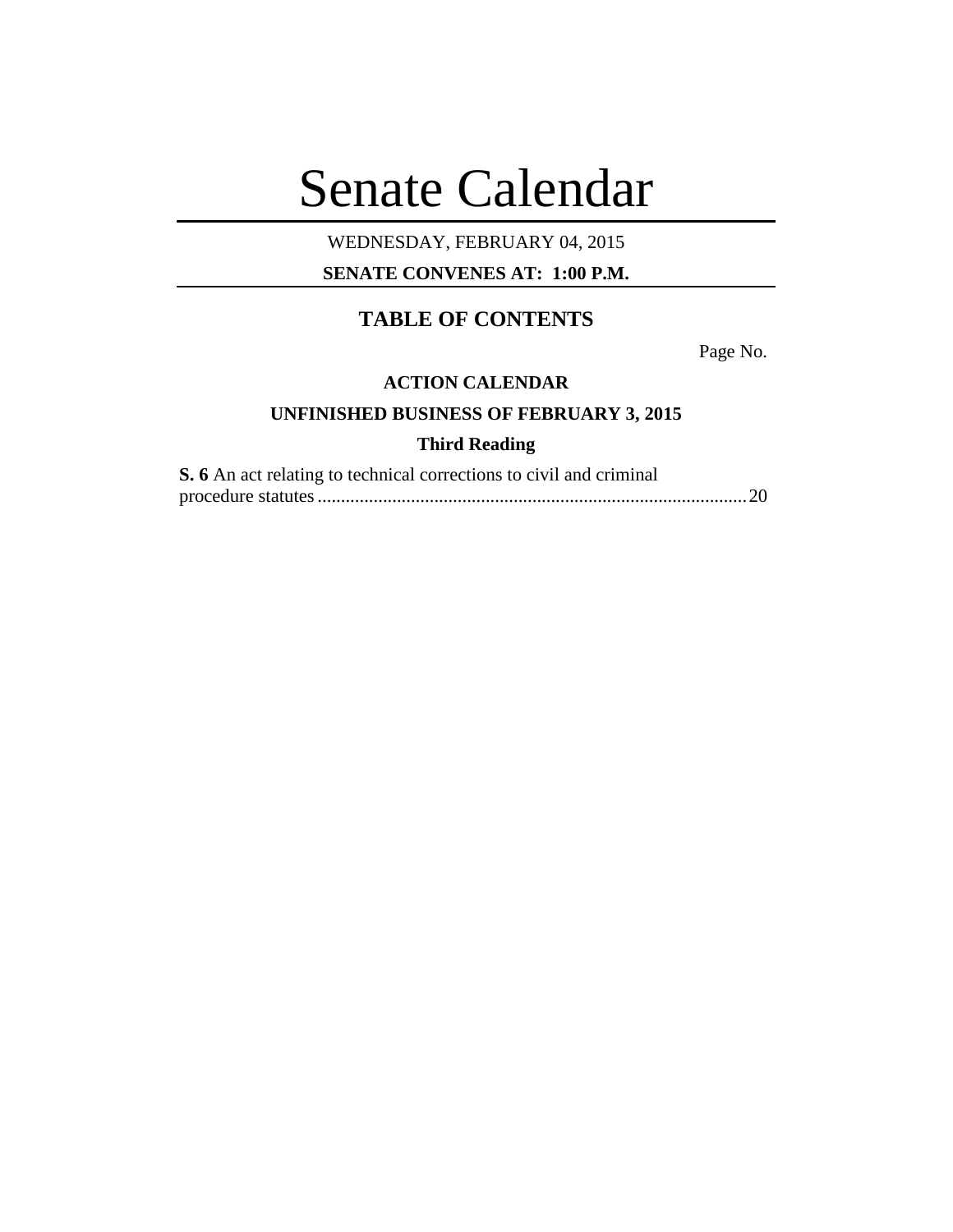# Senate Calendar

WEDNESDAY, FEBRUARY 04, 2015

**SENATE CONVENES AT: 1:00 P.M.**

## TABLE OF CONTENTS

Page No.

**ACTION CALENDAR**

**UNFINISHED BUSINESS OF FEBRUARY 3, 2015**

**Third Reading**

**S. 6** An act relating to technical corrections to civil and criminal procedure statutes ........................................................................................ 20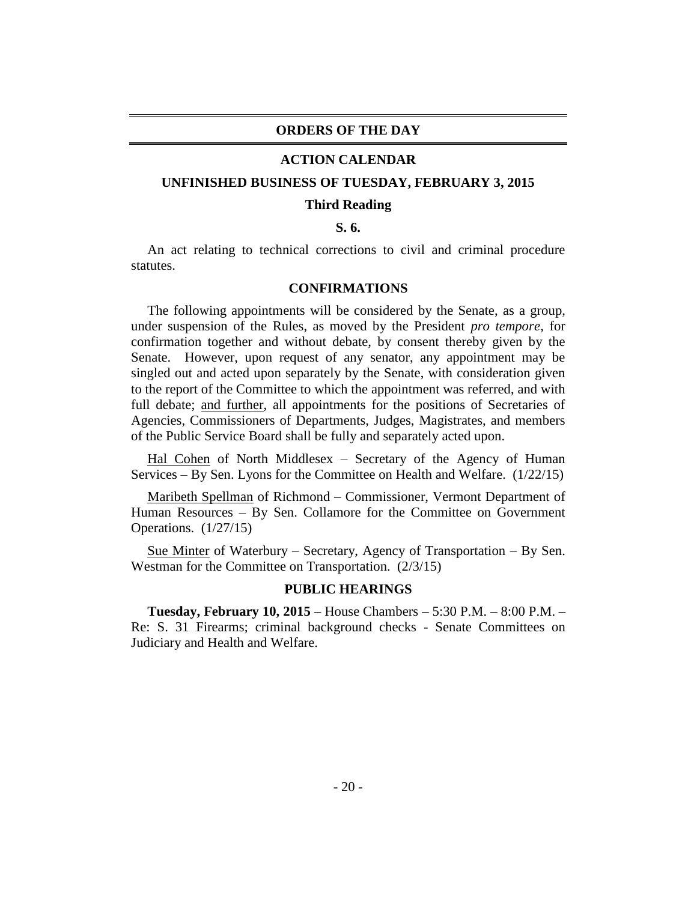# ORDERS OF THE DAY

## ACTION CALENDAR

### UNFINISHED BUSINESS OF TUESDAY, FEBRUARY 3, 2015

**Third Reading**

**S. 6.**

An act relating to technical corrections to civil and criminal procedure statutes.

### CONFIRMATIONS

The following appointments will be considered by the Senate, as a group, under suspension of the Rules, as moved by the President *pro tempore*, for confirmation together and without debate, by consent thereby given by the Senate. However, upon request of any senator, any appointment may be singled out and acted upon separately by the Senate, with consideration given to the report of the Committee to which the appointment was referred, and with full debate; and further, all appointments for the positions of Secretaries of Agencies, Commissioners of Departments, Judges, Magistrates, and members of the Public Service Board shall be fully and separately acted upon.

Hal Cohen of North Middlesex – Secretary of the Agency of Human Services – By Sen. Lyons for the Committee on Health and Welfare. (1/22/15)

Maribeth Spellman of Richmond – Commissioner, Vermont Department of Human Resources – By Sen. Collamore for the Committee on Government Operations. (1/27/15)

Sue Minter of Waterbury – Secretary, Agency of Transportation – By Sen. Westman for the Committee on Transportation. (2/3/15)

### PUBLIC HEARINGS

**Tuesday, February 10, 2015** – House Chambers – 5:30 P.M. – 8:00 P.M. – Re: S. 31 Firearms; criminal background checks - Senate Committees on Judiciary and Health and Welfare.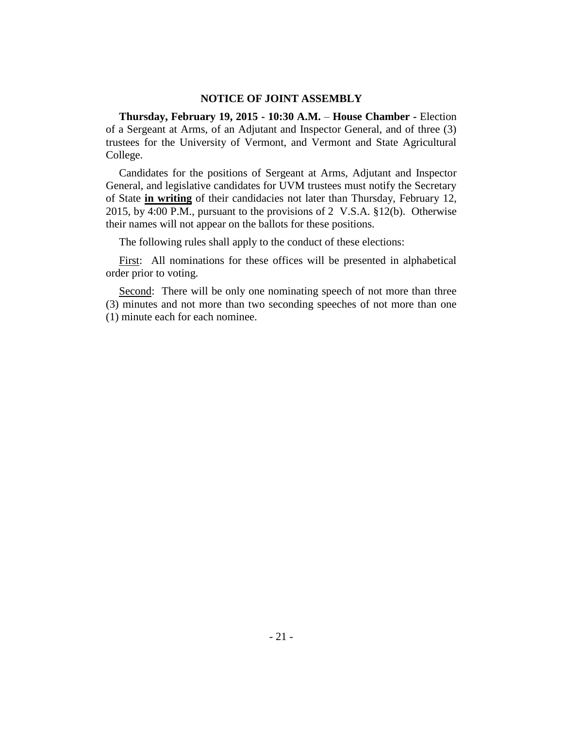## NOTICE OF JOINT ASSEMBLY

**Thursday, February 19, 2015 - 10:30 A.M.** – **House Chamber -** Election of a Sergeant at Arms, of an Adjutant and Inspector General, and of three (3) trustees for the University of Vermont, and Vermont and State Agricultural College.

Candidates for the positions of Sergeant at Arms, Adjutant and Inspector General, and legislative candidates for UVM trustees must notify the Secretary of State **in writing** of their candidacies not later than Thursday, February 12, 2015, by 4:00 P.M., pursuant to the provisions of 2 V.S.A. §12(b). Otherwise their names will not appear on the ballots for these positions.

The following rules shall apply to the conduct of these elections:

First: All nominations for these offices will be presented in alphabetical order prior to voting.

Second: There will be only one nominating speech of not more than three (3) minutes and not more than two seconding speeches of not more than one (1) minute each for each nominee.